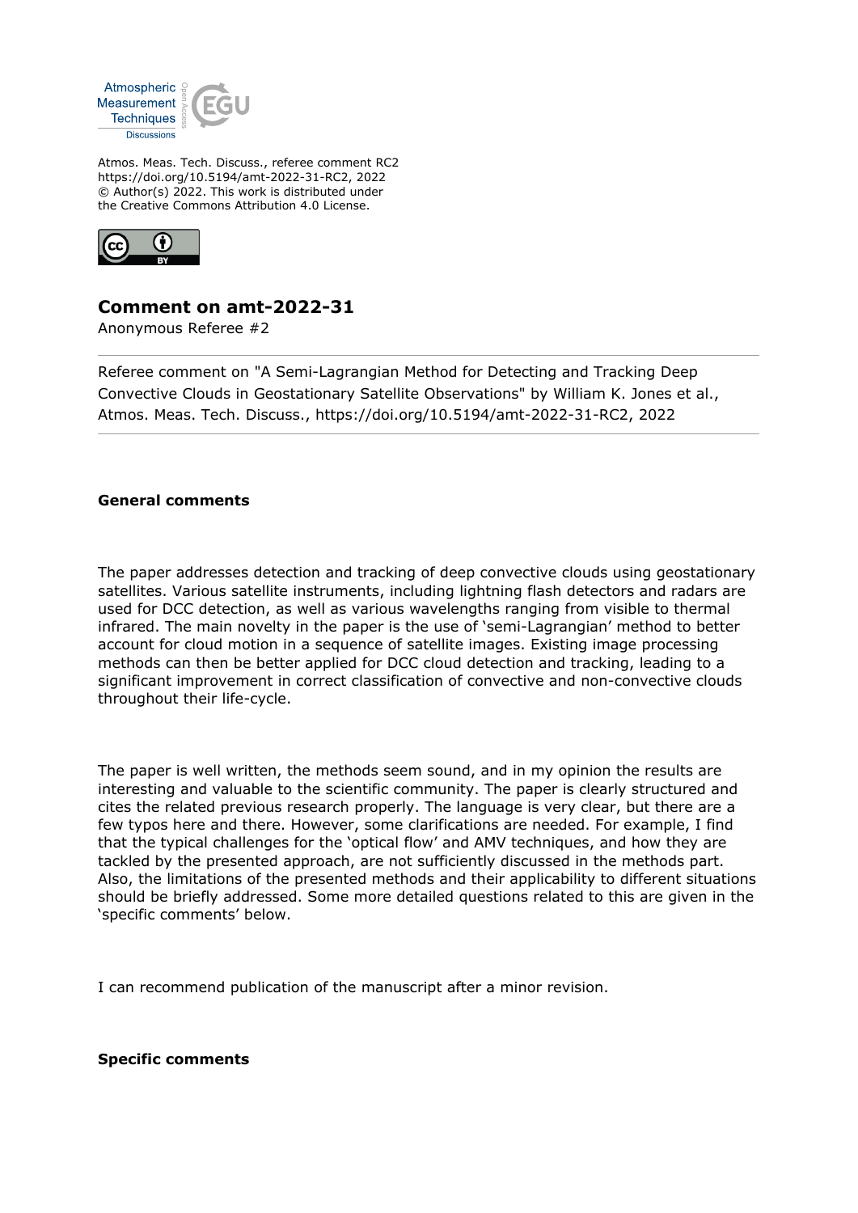Atmos. Meas. Tech. Discuss., referee comment RC2
https://doi.org/10.5194/amt-2022-31-RC2, 2022
© Author(s) 2022. This work is distributed under
the Creative Commons Attribution 4.0 License.

## Comment on amt-2022-31

Anonymous Referee #2

Referee comment on "A Semi-Lagrangian Method for Detecting and Tracking Deep Convective Clouds in Geostationary Satellite Observations" by William K. Jones et al., Atmos. Meas. Tech. Discuss., https://doi.org/10.5194/amt-2022-31-RC2, 2022

---

**General comments**

The paper addresses detection and tracking of deep convective clouds using geostationary satellites. Various satellite instruments, including lightning flash detectors and radars are used for DCC detection, as well as various wavelengths ranging from visible to thermal infrared. The main novelty in the paper is the use of 'semi-Lagrangian' method to better account for cloud motion in a sequence of satellite images. Existing image processing methods can then be better applied for DCC cloud detection and tracking, leading to a significant improvement in correct classification of convective and non-convective clouds throughout their life-cycle.

The paper is well written, the methods seem sound, and in my opinion the results are interesting and valuable to the scientific community. The paper is clearly structured and cites the related previous research properly. The language is very clear, but there are a few typos here and there. However, some clarifications are needed. For example, I find that the typical challenges for the 'optical flow' and AMV techniques, and how they are tackled by the presented approach, are not sufficiently discussed in the methods part. Also, the limitations of the presented methods and their applicability to different situations should be briefly addressed. Some more detailed questions related to this are given in the 'specific comments' below.

I can recommend publication of the manuscript after a minor revision.

**Specific comments**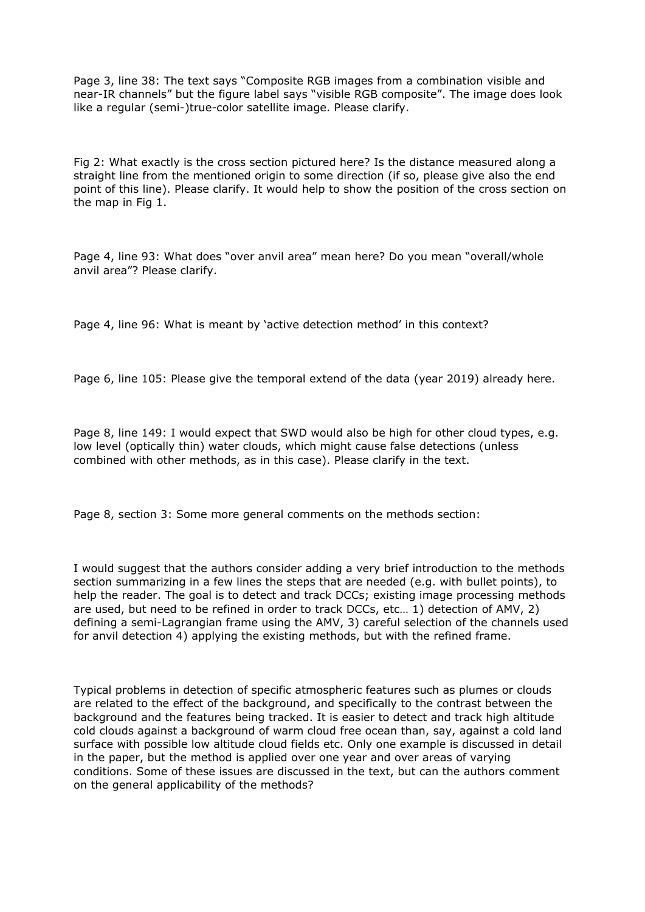Page 3, line 38: The text says "Composite RGB images from a combination visible and near-IR channels" but the figure label says "visible RGB composite". The image does look like a regular (semi-)true-color satellite image. Please clarify.

Fig 2: What exactly is the cross section pictured here? Is the distance measured along a straight line from the mentioned origin to some direction (if so, please give also the end point of this line). Please clarify. It would help to show the position of the cross section on the map in Fig 1.

Page 4, line 93: What does "over anvil area" mean here? Do you mean "overall/whole anvil area"? Please clarify.

Page 4, line 96: What is meant by 'active detection method' in this context?

Page 6, line 105: Please give the temporal extend of the data (year 2019) already here.

Page 8, line 149: I would expect that SWD would also be high for other cloud types, e.g. low level (optically thin) water clouds, which might cause false detections (unless combined with other methods, as in this case). Please clarify in the text.

Page 8, section 3: Some more general comments on the methods section:

I would suggest that the authors consider adding a very brief introduction to the methods section summarizing in a few lines the steps that are needed (e.g. with bullet points), to help the reader. The goal is to detect and track DCCs; existing image processing methods are used, but need to be refined in order to track DCCs, etc… 1) detection of AMV, 2) defining a semi-Lagrangian frame using the AMV, 3) careful selection of the channels used for anvil detection 4) applying the existing methods, but with the refined frame.

Typical problems in detection of specific atmospheric features such as plumes or clouds are related to the effect of the background, and specifically to the contrast between the background and the features being tracked. It is easier to detect and track high altitude cold clouds against a background of warm cloud free ocean than, say, against a cold land surface with possible low altitude cloud fields etc. Only one example is discussed in detail in the paper, but the method is applied over one year and over areas of varying conditions. Some of these issues are discussed in the text, but can the authors comment on the general applicability of the methods?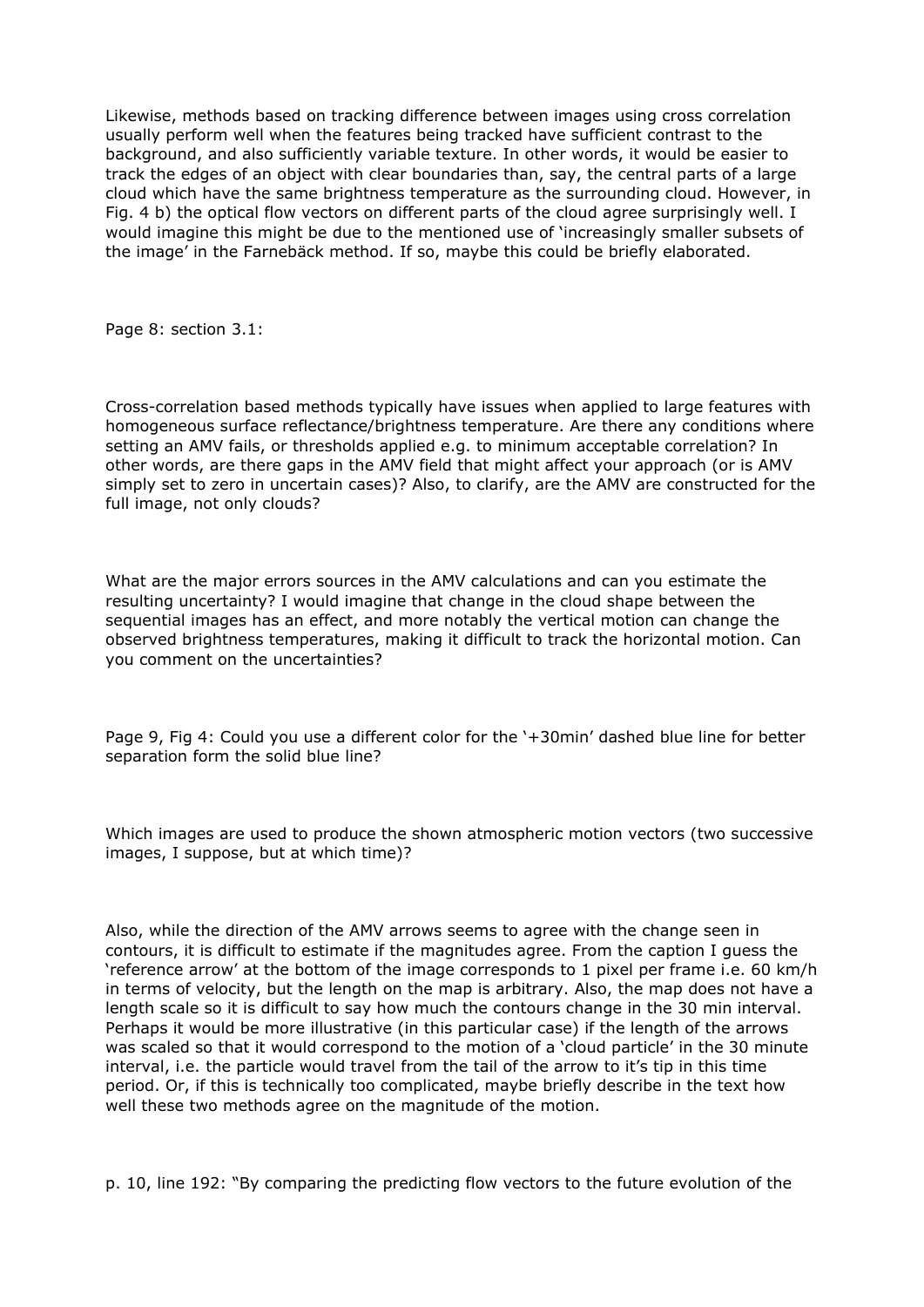Likewise, methods based on tracking difference between images using cross correlation usually perform well when the features being tracked have sufficient contrast to the background, and also sufficiently variable texture. In other words, it would be easier to track the edges of an object with clear boundaries than, say, the central parts of a large cloud which have the same brightness temperature as the surrounding cloud. However, in Fig. 4 b) the optical flow vectors on different parts of the cloud agree surprisingly well. I would imagine this might be due to the mentioned use of 'increasingly smaller subsets of the image' in the Farnebäck method. If so, maybe this could be briefly elaborated.

Page 8: section 3.1:

Cross-correlation based methods typically have issues when applied to large features with homogeneous surface reflectance/brightness temperature. Are there any conditions where setting an AMV fails, or thresholds applied e.g. to minimum acceptable correlation? In other words, are there gaps in the AMV field that might affect your approach (or is AMV simply set to zero in uncertain cases)? Also, to clarify, are the AMV are constructed for the full image, not only clouds?

What are the major errors sources in the AMV calculations and can you estimate the resulting uncertainty? I would imagine that change in the cloud shape between the sequential images has an effect, and more notably the vertical motion can change the observed brightness temperatures, making it difficult to track the horizontal motion. Can you comment on the uncertainties?

Page 9, Fig 4: Could you use a different color for the '+30min' dashed blue line for better separation form the solid blue line?

Which images are used to produce the shown atmospheric motion vectors (two successive images, I suppose, but at which time)?

Also, while the direction of the AMV arrows seems to agree with the change seen in contours, it is difficult to estimate if the magnitudes agree. From the caption I guess the 'reference arrow' at the bottom of the image corresponds to 1 pixel per frame i.e. 60 km/h in terms of velocity, but the length on the map is arbitrary. Also, the map does not have a length scale so it is difficult to say how much the contours change in the 30 min interval. Perhaps it would be more illustrative (in this particular case) if the length of the arrows was scaled so that it would correspond to the motion of a 'cloud particle' in the 30 minute interval, i.e. the particle would travel from the tail of the arrow to it's tip in this time period. Or, if this is technically too complicated, maybe briefly describe in the text how well these two methods agree on the magnitude of the motion.

p. 10, line 192: "By comparing the predicting flow vectors to the future evolution of the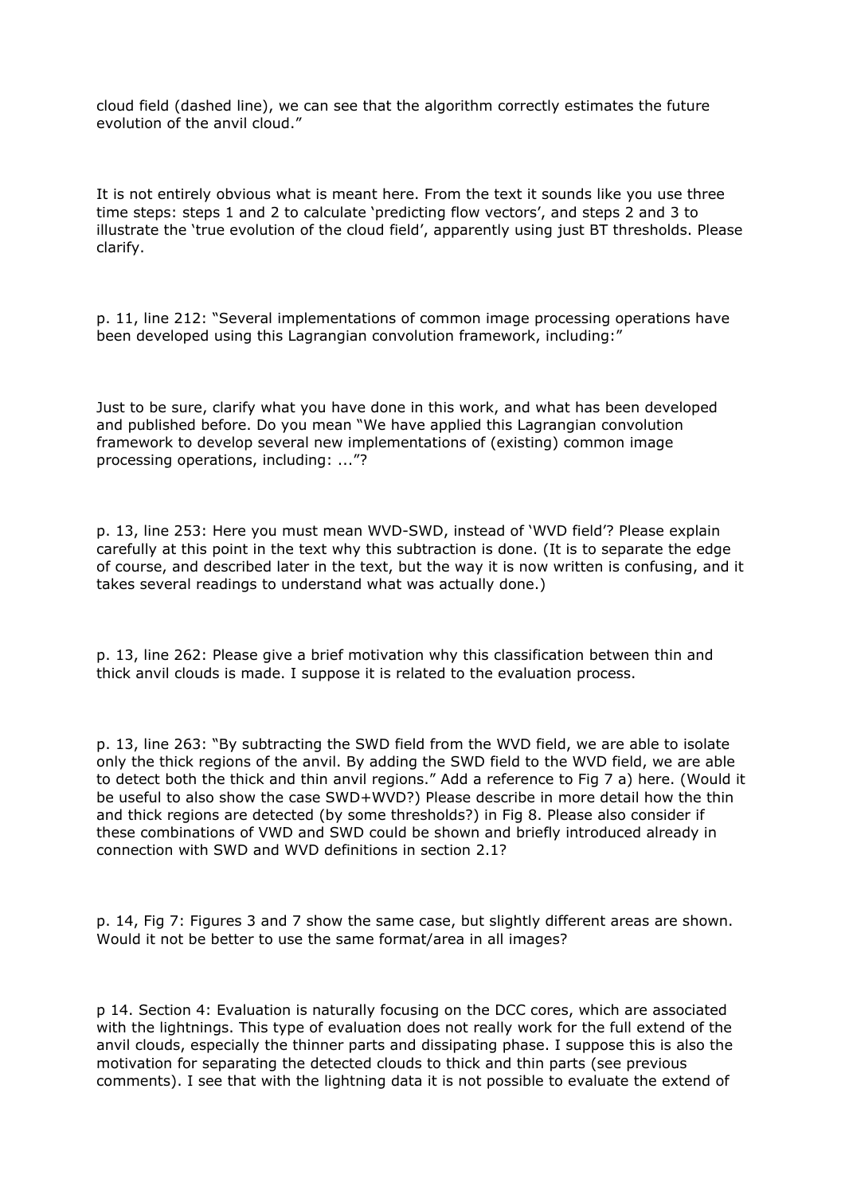cloud field (dashed line), we can see that the algorithm correctly estimates the future evolution of the anvil cloud."

It is not entirely obvious what is meant here. From the text it sounds like you use three time steps: steps 1 and 2 to calculate 'predicting flow vectors', and steps 2 and 3 to illustrate the 'true evolution of the cloud field', apparently using just BT thresholds. Please clarify.

p. 11, line 212: "Several implementations of common image processing operations have been developed using this Lagrangian convolution framework, including:"

Just to be sure, clarify what you have done in this work, and what has been developed and published before. Do you mean "We have applied this Lagrangian convolution framework to develop several new implementations of (existing) common image processing operations, including: ..."?

p. 13, line 253: Here you must mean WVD-SWD, instead of 'WVD field'? Please explain carefully at this point in the text why this subtraction is done. (It is to separate the edge of course, and described later in the text, but the way it is now written is confusing, and it takes several readings to understand what was actually done.)

p. 13, line 262: Please give a brief motivation why this classification between thin and thick anvil clouds is made. I suppose it is related to the evaluation process.

p. 13, line 263: "By subtracting the SWD field from the WVD field, we are able to isolate only the thick regions of the anvil. By adding the SWD field to the WVD field, we are able to detect both the thick and thin anvil regions." Add a reference to Fig 7 a) here. (Would it be useful to also show the case SWD+WVD?) Please describe in more detail how the thin and thick regions are detected (by some thresholds?) in Fig 8. Please also consider if these combinations of VWD and SWD could be shown and briefly introduced already in connection with SWD and WVD definitions in section 2.1?

p. 14, Fig 7: Figures 3 and 7 show the same case, but slightly different areas are shown. Would it not be better to use the same format/area in all images?

p 14. Section 4: Evaluation is naturally focusing on the DCC cores, which are associated with the lightnings. This type of evaluation does not really work for the full extend of the anvil clouds, especially the thinner parts and dissipating phase. I suppose this is also the motivation for separating the detected clouds to thick and thin parts (see previous comments). I see that with the lightning data it is not possible to evaluate the extend of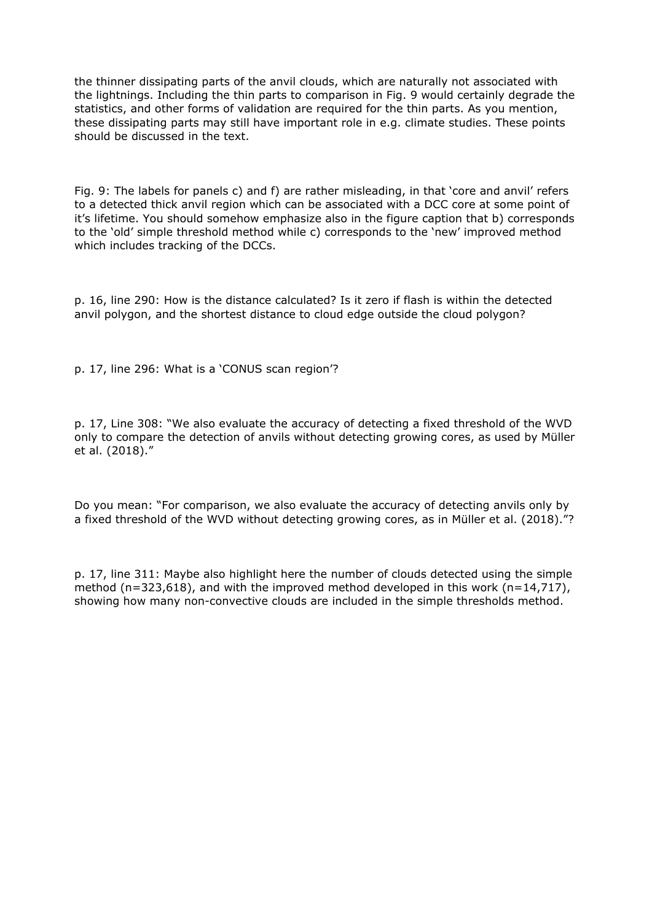the thinner dissipating parts of the anvil clouds, which are naturally not associated with the lightnings. Including the thin parts to comparison in Fig. 9 would certainly degrade the statistics, and other forms of validation are required for the thin parts. As you mention, these dissipating parts may still have important role in e.g. climate studies. These points should be discussed in the text.

Fig. 9: The labels for panels c) and f) are rather misleading, in that 'core and anvil' refers to a detected thick anvil region which can be associated with a DCC core at some point of it's lifetime. You should somehow emphasize also in the figure caption that b) corresponds to the 'old' simple threshold method while c) corresponds to the 'new' improved method which includes tracking of the DCCs.

p. 16, line 290: How is the distance calculated? Is it zero if flash is within the detected anvil polygon, and the shortest distance to cloud edge outside the cloud polygon?

p. 17, line 296: What is a 'CONUS scan region'?

p. 17, Line 308: "We also evaluate the accuracy of detecting a fixed threshold of the WVD only to compare the detection of anvils without detecting growing cores, as used by Müller et al. (2018)."

Do you mean: "For comparison, we also evaluate the accuracy of detecting anvils only by a fixed threshold of the WVD without detecting growing cores, as in Müller et al. (2018)."?

p. 17, line 311: Maybe also highlight here the number of clouds detected using the simple method (n=323,618), and with the improved method developed in this work (n=14,717), showing how many non-convective clouds are included in the simple thresholds method.